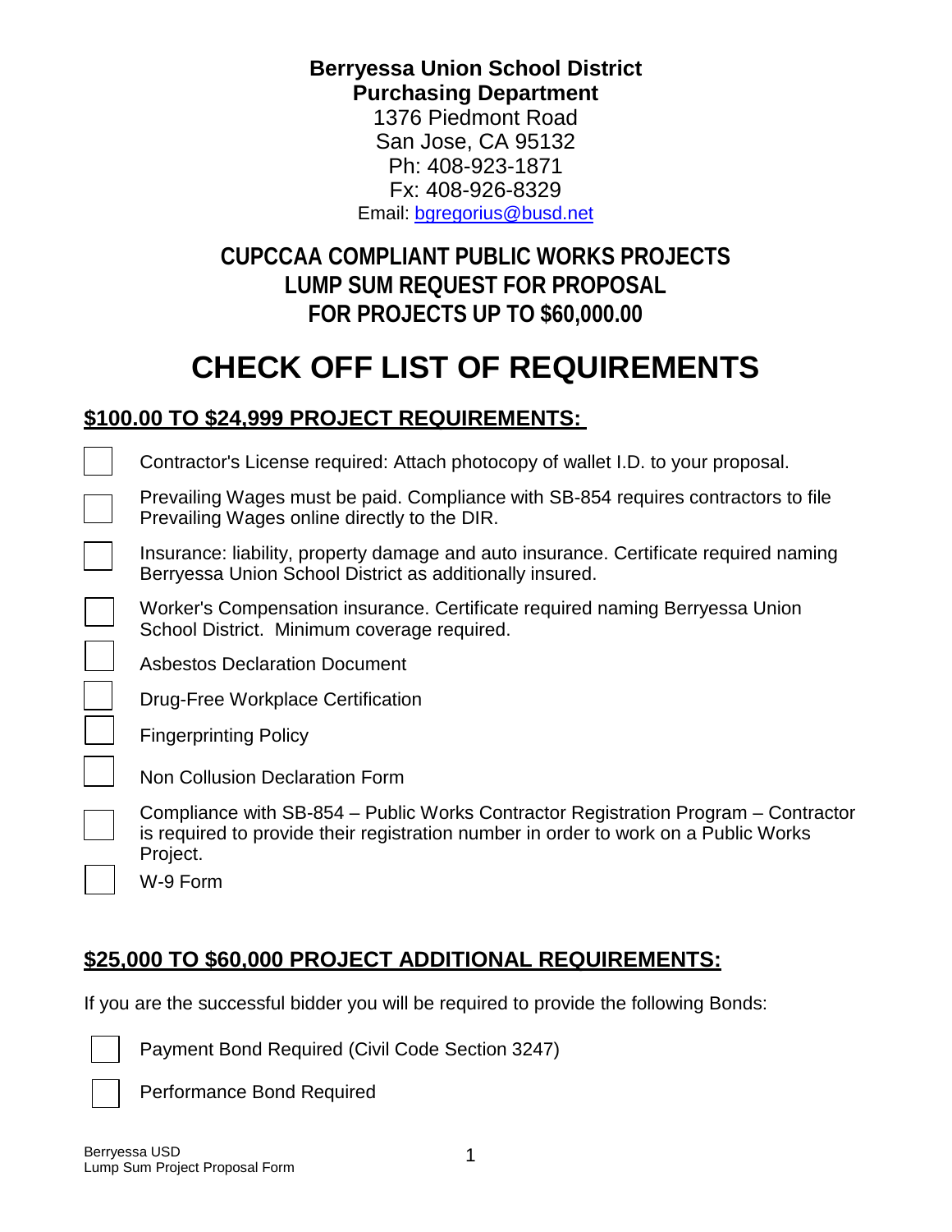**Berryessa Union School District**
**Purchasing Department**
1376 Piedmont Road
San Jose, CA 95132
Ph: 408-923-1871
Fx: 408-926-8329
Email: bgregorius@busd.net

## CUPCCAA COMPLIANT PUBLIC WORKS PROJECTS LUMP SUM REQUEST FOR PROPOSAL FOR PROJECTS UP TO $60,000.00

# CHECK OFF LIST OF REQUIREMENTS

## $100.00 TO $24,999 PROJECT REQUIREMENTS:

- [ ] Contractor's License required: Attach photocopy of wallet I.D. to your proposal.
- [ ] Prevailing Wages must be paid. Compliance with SB-854 requires contractors to file Prevailing Wages online directly to the DIR.
- [ ] Insurance: liability, property damage and auto insurance. Certificate required naming Berryessa Union School District as additionally insured.
- [ ] Worker's Compensation insurance. Certificate required naming Berryessa Union School District. Minimum coverage required.
- [ ] Asbestos Declaration Document
- [ ] Drug-Free Workplace Certification
- [ ] Fingerprinting Policy
- [ ] Non Collusion Declaration Form
- [ ] Compliance with SB-854 – Public Works Contractor Registration Program – Contractor is required to provide their registration number in order to work on a Public Works Project.
- [ ] W-9 Form

## $25,000 TO $60,000 PROJECT ADDITIONAL REQUIREMENTS:

If you are the successful bidder you will be required to provide the following Bonds:

- [ ] Payment Bond Required (Civil Code Section 3247)
- [ ] Performance Bond Required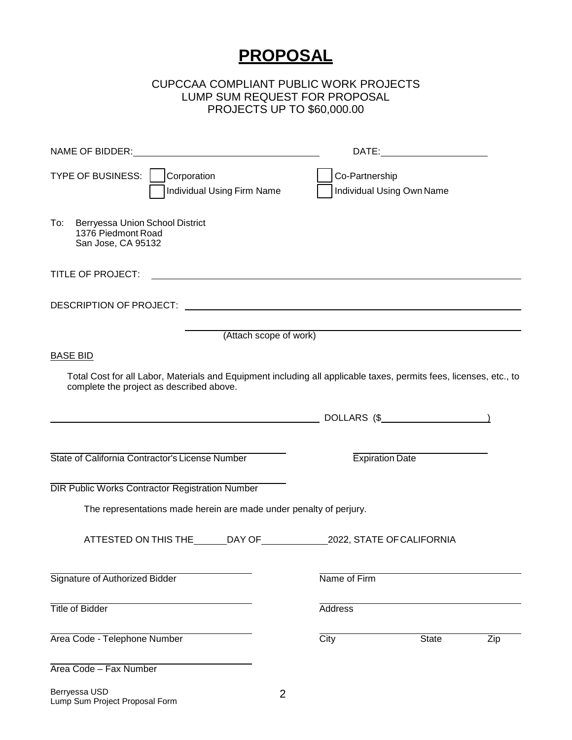# PROPOSAL

CUPCCAA COMPLIANT PUBLIC WORK PROJECTS
LUMP SUM REQUEST FOR PROPOSAL
PROJECTS UP TO $60,000.00

NAME OF BIDDER: ______________________________ DATE: ____________________

TYPE OF BUSINESS:
- ☐ Corporation
- ☐ Co-Partnership
- ☐ Individual Using Firm Name
- ☐ Individual Using Own Name

To: Berryessa Union School District
1376 Piedmont Road
San Jose, CA 95132

TITLE OF PROJECT: ____________________________________________________________

DESCRIPTION OF PROJECT: ______________________________________________________

______________________________________________________________________________
(Attach scope of work)

BASE BID

Total Cost for all Labor, Materials and Equipment including all applicable taxes, permits fees, licenses, etc., to complete the project as described above.

______________________________________________ DOLLARS ($____________________)

______________________________________________ ____________________
State of California Contractor's License Number Expiration Date

______________________________________________
DIR Public Works Contractor Registration Number

The representations made herein are made under penalty of perjury.

ATTESTED ON THIS THE ______ DAY OF ____________ 2022, STATE OF CALIFORNIA

______________________________ ______________________________
Signature of Authorized Bidder Name of Firm

______________________________ ______________________________
Title of Bidder Address

______________________________ ______________________________
Area Code - Telephone Number City State Zip

______________________________
Area Code – Fax Number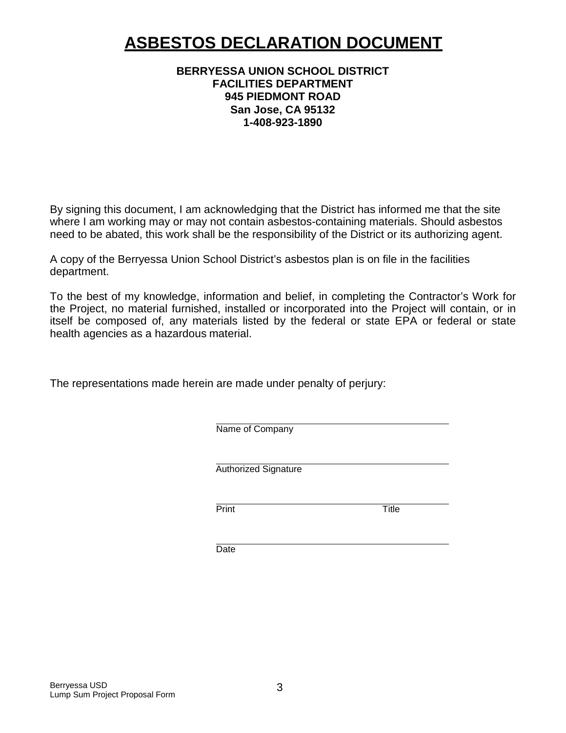# ASBESTOS DECLARATION DOCUMENT

**BERRYESSA UNION SCHOOL DISTRICT**
**FACILITIES DEPARTMENT**
**945 PIEDMONT ROAD**
**San Jose, CA 95132**
**1-408-923-1890**

By signing this document, I am acknowledging that the District has informed me that the site where I am working may or may not contain asbestos-containing materials. Should asbestos need to be abated, this work shall be the responsibility of the District or its authorizing agent.

A copy of the Berryessa Union School District's asbestos plan is on file in the facilities department.

To the best of my knowledge, information and belief, in completing the Contractor's Work for the Project, no material furnished, installed or incorporated into the Project will contain, or in itself be composed of, any materials listed by the federal or state EPA or federal or state health agencies as a hazardous material.

The representations made herein are made under penalty of perjury:

\_\_\_\_\_\_\_\_\_\_\_\_\_\_\_\_\_\_\_\_\_\_\_\_\_\_\_\_\_\_\_\_\_\_\_\_\_\_\_\_
Name of Company

\_\_\_\_\_\_\_\_\_\_\_\_\_\_\_\_\_\_\_\_\_\_\_\_\_\_\_\_\_\_\_\_\_\_\_\_\_\_\_\_
Authorized Signature

\_\_\_\_\_\_\_\_\_\_\_\_\_\_\_\_\_\_\_\_\_\_\_\_\_\_\_\_\_\_\_\_\_\_\_\_\_\_\_\_
Print Title

\_\_\_\_\_\_\_\_\_\_\_\_\_\_\_\_\_\_\_\_\_\_\_\_\_\_\_\_\_\_\_\_\_\_\_\_\_\_\_\_
Date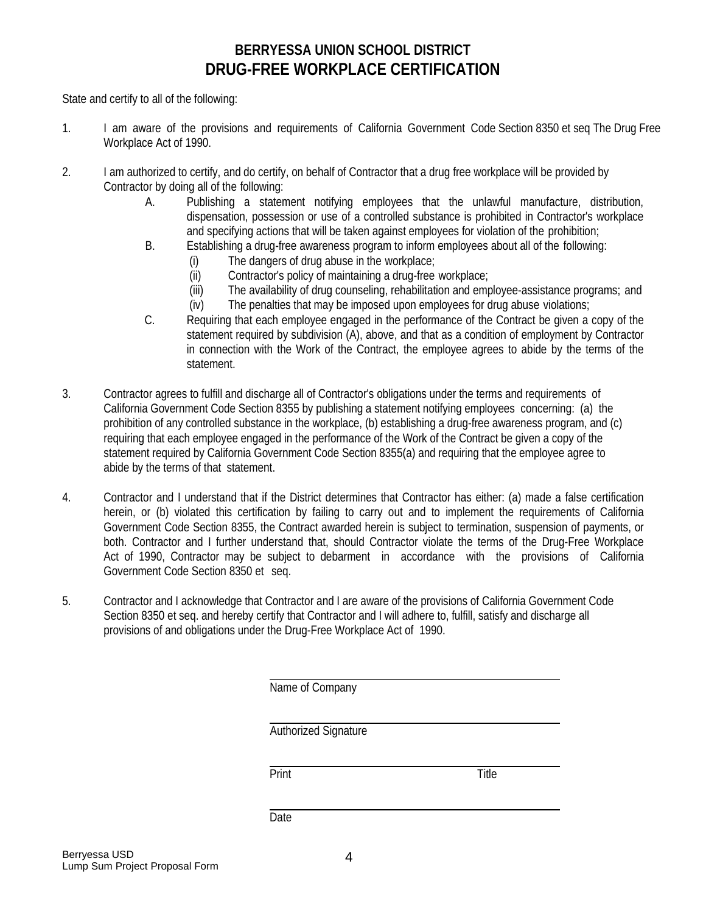# BERRYESSA UNION SCHOOL DISTRICT
# DRUG-FREE WORKPLACE CERTIFICATION

State and certify to all of the following:

1. I am aware of the provisions and requirements of California Government Code Section 8350 et seq The Drug Free Workplace Act of 1990.

2. I am authorized to certify, and do certify, on behalf of Contractor that a drug free workplace will be provided by Contractor by doing all of the following:
   - A. Publishing a statement notifying employees that the unlawful manufacture, distribution, dispensation, possession or use of a controlled substance is prohibited in Contractor's workplace and specifying actions that will be taken against employees for violation of the prohibition;
   - B. Establishing a drug-free awareness program to inform employees about all of the following:
     - (i) The dangers of drug abuse in the workplace;
     - (ii) Contractor's policy of maintaining a drug-free workplace;
     - (iii) The availability of drug counseling, rehabilitation and employee-assistance programs; and
     - (iv) The penalties that may be imposed upon employees for drug abuse violations;
   - C. Requiring that each employee engaged in the performance of the Contract be given a copy of the statement required by subdivision (A), above, and that as a condition of employment by Contractor in connection with the Work of the Contract, the employee agrees to abide by the terms of the statement.

3. Contractor agrees to fulfill and discharge all of Contractor's obligations under the terms and requirements of California Government Code Section 8355 by publishing a statement notifying employees concerning: (a) the prohibition of any controlled substance in the workplace, (b) establishing a drug-free awareness program, and (c) requiring that each employee engaged in the performance of the Work of the Contract be given a copy of the statement required by California Government Code Section 8355(a) and requiring that the employee agree to abide by the terms of that statement.

4. Contractor and I understand that if the District determines that Contractor has either: (a) made a false certification herein, or (b) violated this certification by failing to carry out and to implement the requirements of California Government Code Section 8355, the Contract awarded herein is subject to termination, suspension of payments, or both. Contractor and I further understand that, should Contractor violate the terms of the Drug-Free Workplace Act of 1990, Contractor may be subject to debarment in accordance with the provisions of California Government Code Section 8350 et seq.

5. Contractor and I acknowledge that Contractor and I are aware of the provisions of California Government Code Section 8350 et seq. and hereby certify that Contractor and I will adhere to, fulfill, satisfy and discharge all provisions of and obligations under the Drug-Free Workplace Act of 1990.

______________________________
Name of Company

______________________________
Authorized Signature

______________________________
Print Title

______________________________
Date

Berryessa USD
Lump Sum Project Proposal Form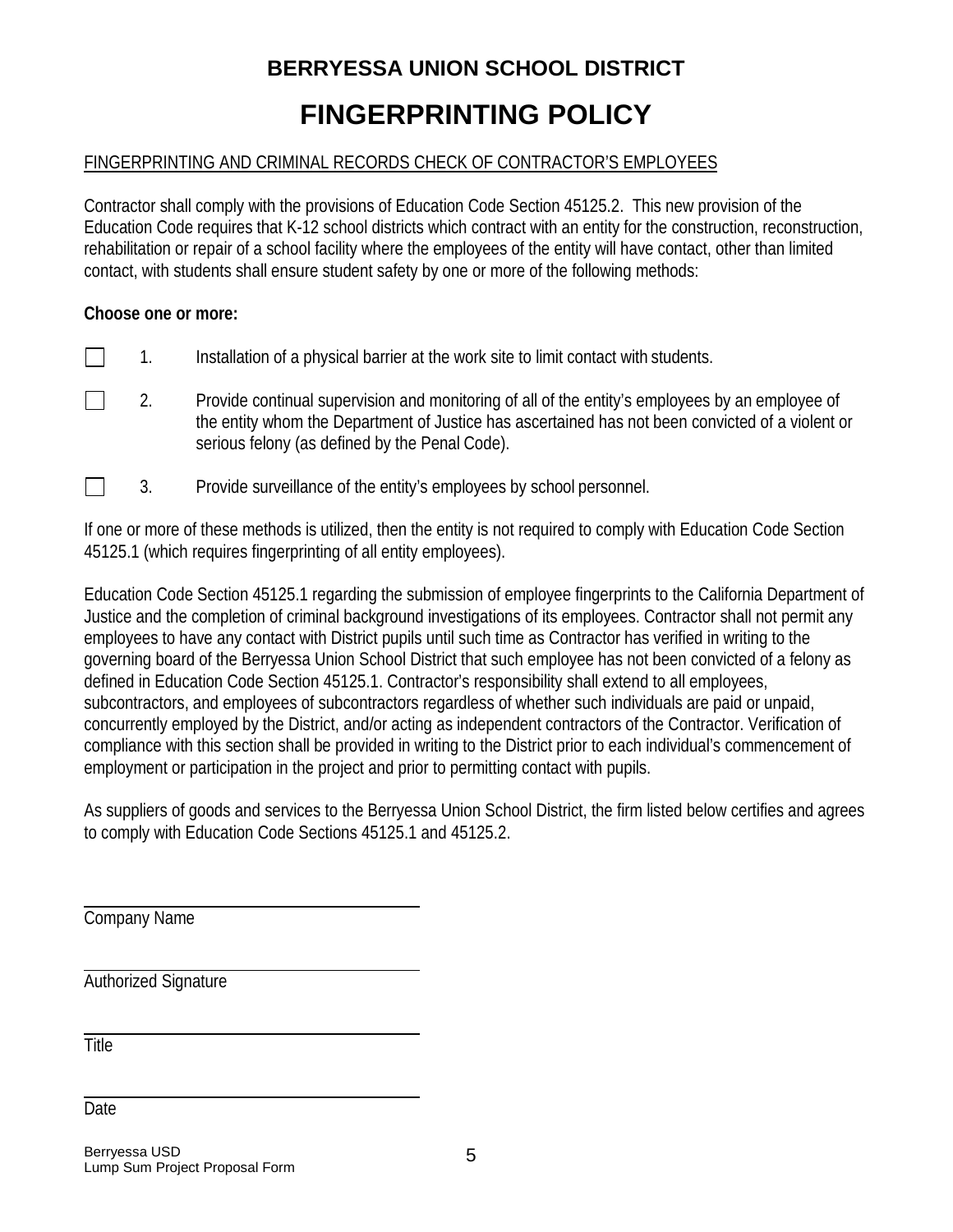# BERRYESSA UNION SCHOOL DISTRICT

# FINGERPRINTING POLICY

FINGERPRINTING AND CRIMINAL RECORDS CHECK OF CONTRACTOR'S EMPLOYEES

Contractor shall comply with the provisions of Education Code Section 45125.2. This new provision of the Education Code requires that K-12 school districts which contract with an entity for the construction, reconstruction, rehabilitation or repair of a school facility where the employees of the entity will have contact, other than limited contact, with students shall ensure student safety by one or more of the following methods:

**Choose one or more:**

- ☐ 1. Installation of a physical barrier at the work site to limit contact with students.
- ☐ 2. Provide continual supervision and monitoring of all of the entity's employees by an employee of the entity whom the Department of Justice has ascertained has not been convicted of a violent or serious felony (as defined by the Penal Code).
- ☐ 3. Provide surveillance of the entity's employees by school personnel.

If one or more of these methods is utilized, then the entity is not required to comply with Education Code Section 45125.1 (which requires fingerprinting of all entity employees).

Education Code Section 45125.1 regarding the submission of employee fingerprints to the California Department of Justice and the completion of criminal background investigations of its employees. Contractor shall not permit any employees to have any contact with District pupils until such time as Contractor has verified in writing to the governing board of the Berryessa Union School District that such employee has not been convicted of a felony as defined in Education Code Section 45125.1. Contractor's responsibility shall extend to all employees, subcontractors, and employees of subcontractors regardless of whether such individuals are paid or unpaid, concurrently employed by the District, and/or acting as independent contractors of the Contractor. Verification of compliance with this section shall be provided in writing to the District prior to each individual's commencement of employment or participation in the project and prior to permitting contact with pupils.

As suppliers of goods and services to the Berryessa Union School District, the firm listed below certifies and agrees to comply with Education Code Sections 45125.1 and 45125.2.

\_\_\_\_\_\_\_\_\_\_\_\_\_\_\_\_\_\_\_\_\_\_\_\_\_\_\_\_\_\_\_\_
Company Name

\_\_\_\_\_\_\_\_\_\_\_\_\_\_\_\_\_\_\_\_\_\_\_\_\_\_\_\_\_\_\_\_
Authorized Signature

\_\_\_\_\_\_\_\_\_\_\_\_\_\_\_\_\_\_\_\_\_\_\_\_\_\_\_\_\_\_\_\_
Title

\_\_\_\_\_\_\_\_\_\_\_\_\_\_\_\_\_\_\_\_\_\_\_\_\_\_\_\_\_\_\_\_
Date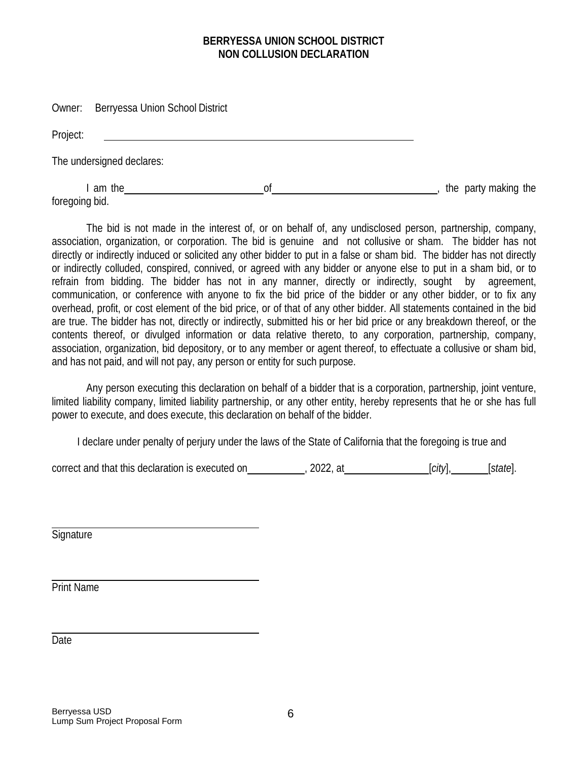**BERRYESSA UNION SCHOOL DISTRICT**
**NON COLLUSION DECLARATION**

Owner: Berryessa Union School District

Project: ______________________________________________

The undersigned declares:

I am the ______________________ of ____________________________, the party making the foregoing bid.

The bid is not made in the interest of, or on behalf of, any undisclosed person, partnership, company, association, organization, or corporation. The bid is genuine and not collusive or sham. The bidder has not directly or indirectly induced or solicited any other bidder to put in a false or sham bid. The bidder has not directly or indirectly colluded, conspired, connived, or agreed with any bidder or anyone else to put in a sham bid, or to refrain from bidding. The bidder has not in any manner, directly or indirectly, sought by agreement, communication, or conference with anyone to fix the bid price of the bidder or any other bidder, or to fix any overhead, profit, or cost element of the bid price, or of that of any other bidder. All statements contained in the bid are true. The bidder has not, directly or indirectly, submitted his or her bid price or any breakdown thereof, or the contents thereof, or divulged information or data relative thereto, to any corporation, partnership, company, association, organization, bid depository, or to any member or agent thereof, to effectuate a collusive or sham bid, and has not paid, and will not pay, any person or entity for such purpose.

Any person executing this declaration on behalf of a bidder that is a corporation, partnership, joint venture, limited liability company, limited liability partnership, or any other entity, hereby represents that he or she has full power to execute, and does execute, this declaration on behalf of the bidder.

I declare under penalty of perjury under the laws of the State of California that the foregoing is true and correct and that this declaration is executed on __________, 2022, at ______________ [*city*], ______ [*state*].

_________________________________
Signature

_________________________________
Print Name

_________________________________
Date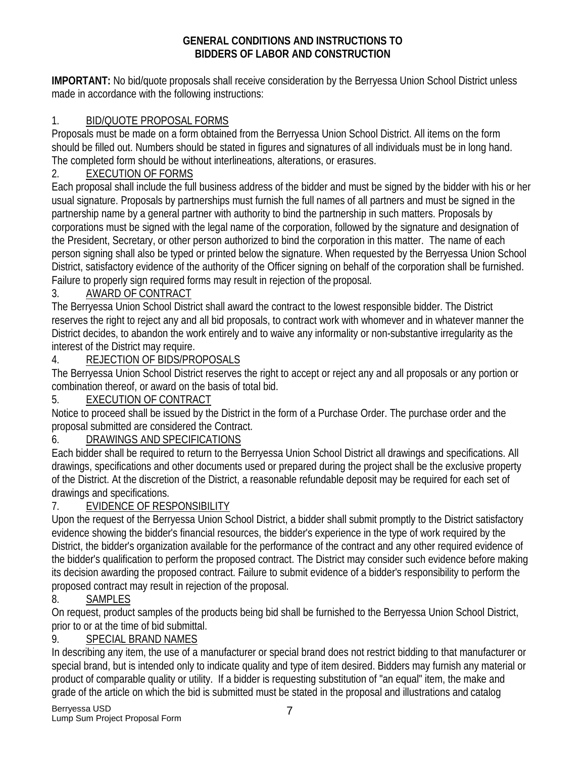# GENERAL CONDITIONS AND INSTRUCTIONS TO BIDDERS OF LABOR AND CONSTRUCTION

**IMPORTANT:** No bid/quote proposals shall receive consideration by the Berryessa Union School District unless made in accordance with the following instructions:

1. BID/QUOTE PROPOSAL FORMS

Proposals must be made on a form obtained from the Berryessa Union School District. All items on the form should be filled out. Numbers should be stated in figures and signatures of all individuals must be in long hand. The completed form should be without interlineations, alterations, or erasures.

2. EXECUTION OF FORMS

Each proposal shall include the full business address of the bidder and must be signed by the bidder with his or her usual signature. Proposals by partnerships must furnish the full names of all partners and must be signed in the partnership name by a general partner with authority to bind the partnership in such matters. Proposals by corporations must be signed with the legal name of the corporation, followed by the signature and designation of the President, Secretary, or other person authorized to bind the corporation in this matter. The name of each person signing shall also be typed or printed below the signature. When requested by the Berryessa Union School District, satisfactory evidence of the authority of the Officer signing on behalf of the corporation shall be furnished. Failure to properly sign required forms may result in rejection of the proposal.

3. AWARD OF CONTRACT

The Berryessa Union School District shall award the contract to the lowest responsible bidder. The District reserves the right to reject any and all bid proposals, to contract work with whomever and in whatever manner the District decides, to abandon the work entirely and to waive any informality or non-substantive irregularity as the interest of the District may require.

4. REJECTION OF BIDS/PROPOSALS

The Berryessa Union School District reserves the right to accept or reject any and all proposals or any portion or combination thereof, or award on the basis of total bid.

5. EXECUTION OF CONTRACT

Notice to proceed shall be issued by the District in the form of a Purchase Order. The purchase order and the proposal submitted are considered the Contract.

6. DRAWINGS AND SPECIFICATIONS

Each bidder shall be required to return to the Berryessa Union School District all drawings and specifications. All drawings, specifications and other documents used or prepared during the project shall be the exclusive property of the District. At the discretion of the District, a reasonable refundable deposit may be required for each set of drawings and specifications.

7. EVIDENCE OF RESPONSIBILITY

Upon the request of the Berryessa Union School District, a bidder shall submit promptly to the District satisfactory evidence showing the bidder's financial resources, the bidder's experience in the type of work required by the District, the bidder's organization available for the performance of the contract and any other required evidence of the bidder's qualification to perform the proposed contract. The District may consider such evidence before making its decision awarding the proposed contract. Failure to submit evidence of a bidder's responsibility to perform the proposed contract may result in rejection of the proposal.

8. SAMPLES

On request, product samples of the products being bid shall be furnished to the Berryessa Union School District, prior to or at the time of bid submittal.

9. SPECIAL BRAND NAMES

In describing any item, the use of a manufacturer or special brand does not restrict bidding to that manufacturer or special brand, but is intended only to indicate quality and type of item desired. Bidders may furnish any material or product of comparable quality or utility. If a bidder is requesting substitution of "an equal" item, the make and grade of the article on which the bid is submitted must be stated in the proposal and illustrations and catalog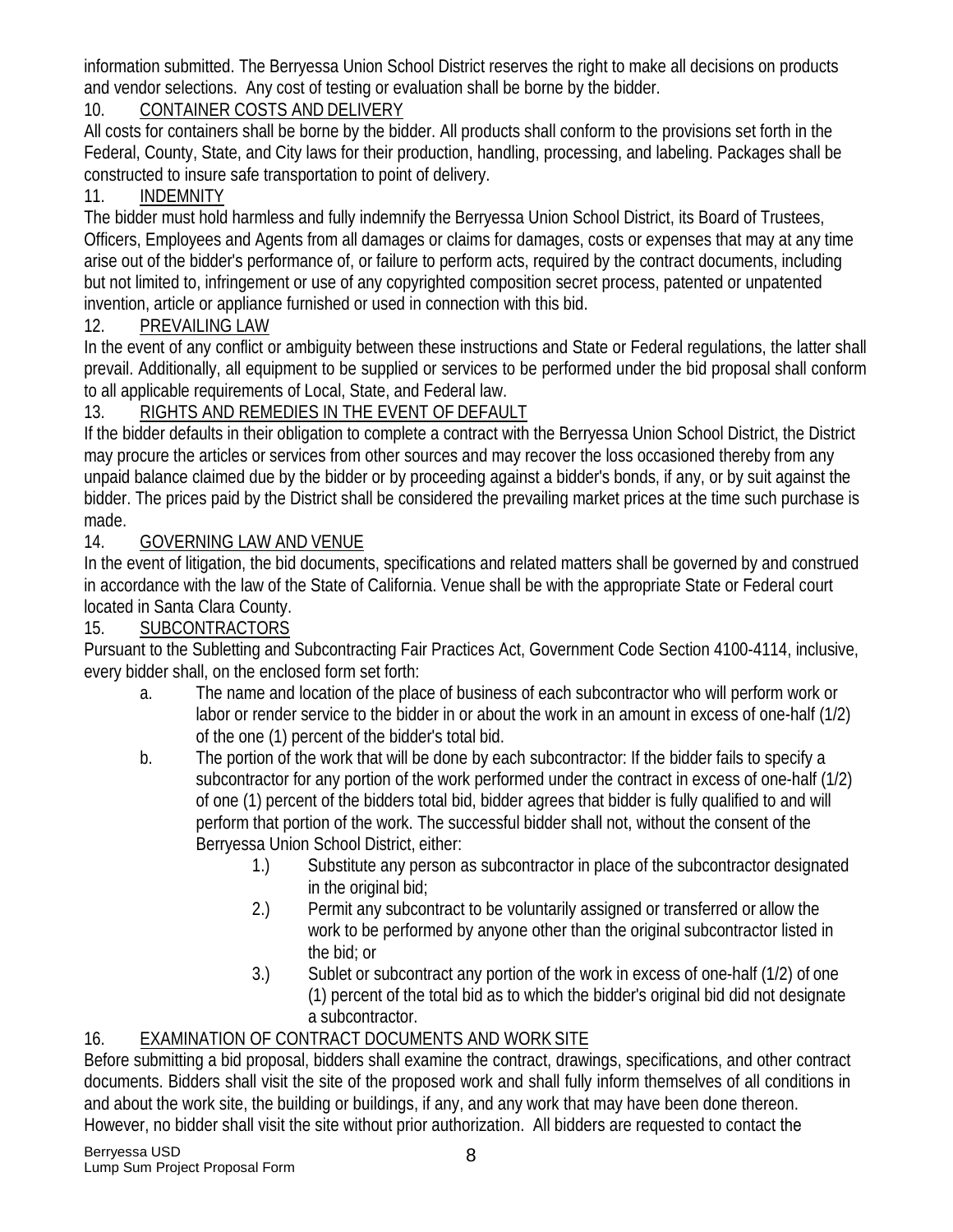information submitted. The Berryessa Union School District reserves the right to make all decisions on products and vendor selections. Any cost of testing or evaluation shall be borne by the bidder.

10. CONTAINER COSTS AND DELIVERY

All costs for containers shall be borne by the bidder. All products shall conform to the provisions set forth in the Federal, County, State, and City laws for their production, handling, processing, and labeling. Packages shall be constructed to insure safe transportation to point of delivery.

11. INDEMNITY

The bidder must hold harmless and fully indemnify the Berryessa Union School District, its Board of Trustees, Officers, Employees and Agents from all damages or claims for damages, costs or expenses that may at any time arise out of the bidder's performance of, or failure to perform acts, required by the contract documents, including but not limited to, infringement or use of any copyrighted composition secret process, patented or unpatented invention, article or appliance furnished or used in connection with this bid.

12. PREVAILING LAW

In the event of any conflict or ambiguity between these instructions and State or Federal regulations, the latter shall prevail. Additionally, all equipment to be supplied or services to be performed under the bid proposal shall conform to all applicable requirements of Local, State, and Federal law.

13. RIGHTS AND REMEDIES IN THE EVENT OF DEFAULT

If the bidder defaults in their obligation to complete a contract with the Berryessa Union School District, the District may procure the articles or services from other sources and may recover the loss occasioned thereby from any unpaid balance claimed due by the bidder or by proceeding against a bidder's bonds, if any, or by suit against the bidder. The prices paid by the District shall be considered the prevailing market prices at the time such purchase is made.

14. GOVERNING LAW AND VENUE

In the event of litigation, the bid documents, specifications and related matters shall be governed by and construed in accordance with the law of the State of California. Venue shall be with the appropriate State or Federal court located in Santa Clara County.

15. SUBCONTRACTORS

Pursuant to the Subletting and Subcontracting Fair Practices Act, Government Code Section 4100-4114, inclusive, every bidder shall, on the enclosed form set forth:

a. The name and location of the place of business of each subcontractor who will perform work or labor or render service to the bidder in or about the work in an amount in excess of one-half (1/2) of the one (1) percent of the bidder's total bid.

b. The portion of the work that will be done by each subcontractor: If the bidder fails to specify a subcontractor for any portion of the work performed under the contract in excess of one-half (1/2) of one (1) percent of the bidders total bid, bidder agrees that bidder is fully qualified to and will perform that portion of the work. The successful bidder shall not, without the consent of the Berryessa Union School District, either:

   1.) Substitute any person as subcontractor in place of the subcontractor designated in the original bid;

   2.) Permit any subcontract to be voluntarily assigned or transferred or allow the work to be performed by anyone other than the original subcontractor listed in the bid; or

   3.) Sublet or subcontract any portion of the work in excess of one-half (1/2) of one (1) percent of the total bid as to which the bidder's original bid did not designate a subcontractor.

16. EXAMINATION OF CONTRACT DOCUMENTS AND WORK SITE

Before submitting a bid proposal, bidders shall examine the contract, drawings, specifications, and other contract documents. Bidders shall visit the site of the proposed work and shall fully inform themselves of all conditions in and about the work site, the building or buildings, if any, and any work that may have been done thereon. However, no bidder shall visit the site without prior authorization. All bidders are requested to contact the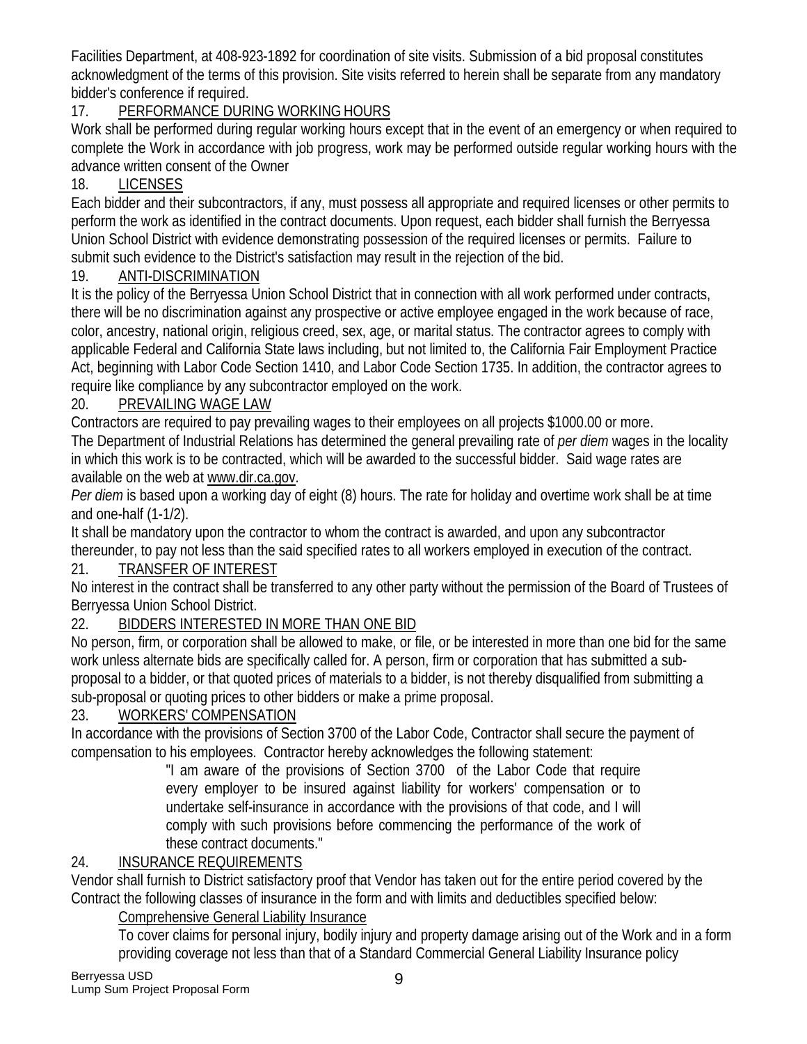Facilities Department, at 408-923-1892 for coordination of site visits. Submission of a bid proposal constitutes acknowledgment of the terms of this provision. Site visits referred to herein shall be separate from any mandatory bidder's conference if required.

17. PERFORMANCE DURING WORKING HOURS

Work shall be performed during regular working hours except that in the event of an emergency or when required to complete the Work in accordance with job progress, work may be performed outside regular working hours with the advance written consent of the Owner

18. LICENSES

Each bidder and their subcontractors, if any, must possess all appropriate and required licenses or other permits to perform the work as identified in the contract documents. Upon request, each bidder shall furnish the Berryessa Union School District with evidence demonstrating possession of the required licenses or permits. Failure to submit such evidence to the District's satisfaction may result in the rejection of the bid.

19. ANTI-DISCRIMINATION

It is the policy of the Berryessa Union School District that in connection with all work performed under contracts, there will be no discrimination against any prospective or active employee engaged in the work because of race, color, ancestry, national origin, religious creed, sex, age, or marital status. The contractor agrees to comply with applicable Federal and California State laws including, but not limited to, the California Fair Employment Practice Act, beginning with Labor Code Section 1410, and Labor Code Section 1735. In addition, the contractor agrees to require like compliance by any subcontractor employed on the work.

20. PREVAILING WAGE LAW

Contractors are required to pay prevailing wages to their employees on all projects $1000.00 or more.

The Department of Industrial Relations has determined the general prevailing rate of *per diem* wages in the locality in which this work is to be contracted, which will be awarded to the successful bidder. Said wage rates are available on the web at www.dir.ca.gov.

*Per diem* is based upon a working day of eight (8) hours. The rate for holiday and overtime work shall be at time and one-half (1-1/2).

It shall be mandatory upon the contractor to whom the contract is awarded, and upon any subcontractor thereunder, to pay not less than the said specified rates to all workers employed in execution of the contract.

21. TRANSFER OF INTEREST

No interest in the contract shall be transferred to any other party without the permission of the Board of Trustees of Berryessa Union School District.

22. BIDDERS INTERESTED IN MORE THAN ONE BID

No person, firm, or corporation shall be allowed to make, or file, or be interested in more than one bid for the same work unless alternate bids are specifically called for. A person, firm or corporation that has submitted a sub-proposal to a bidder, or that quoted prices of materials to a bidder, is not thereby disqualified from submitting a sub-proposal or quoting prices to other bidders or make a prime proposal.

23. WORKERS' COMPENSATION

In accordance with the provisions of Section 3700 of the Labor Code, Contractor shall secure the payment of compensation to his employees. Contractor hereby acknowledges the following statement:

> "I am aware of the provisions of Section 3700 of the Labor Code that require every employer to be insured against liability for workers' compensation or to undertake self-insurance in accordance with the provisions of that code, and I will comply with such provisions before commencing the performance of the work of these contract documents."

24. INSURANCE REQUIREMENTS

Vendor shall furnish to District satisfactory proof that Vendor has taken out for the entire period covered by the Contract the following classes of insurance in the form and with limits and deductibles specified below:

Comprehensive General Liability Insurance

To cover claims for personal injury, bodily injury and property damage arising out of the Work and in a form providing coverage not less than that of a Standard Commercial General Liability Insurance policy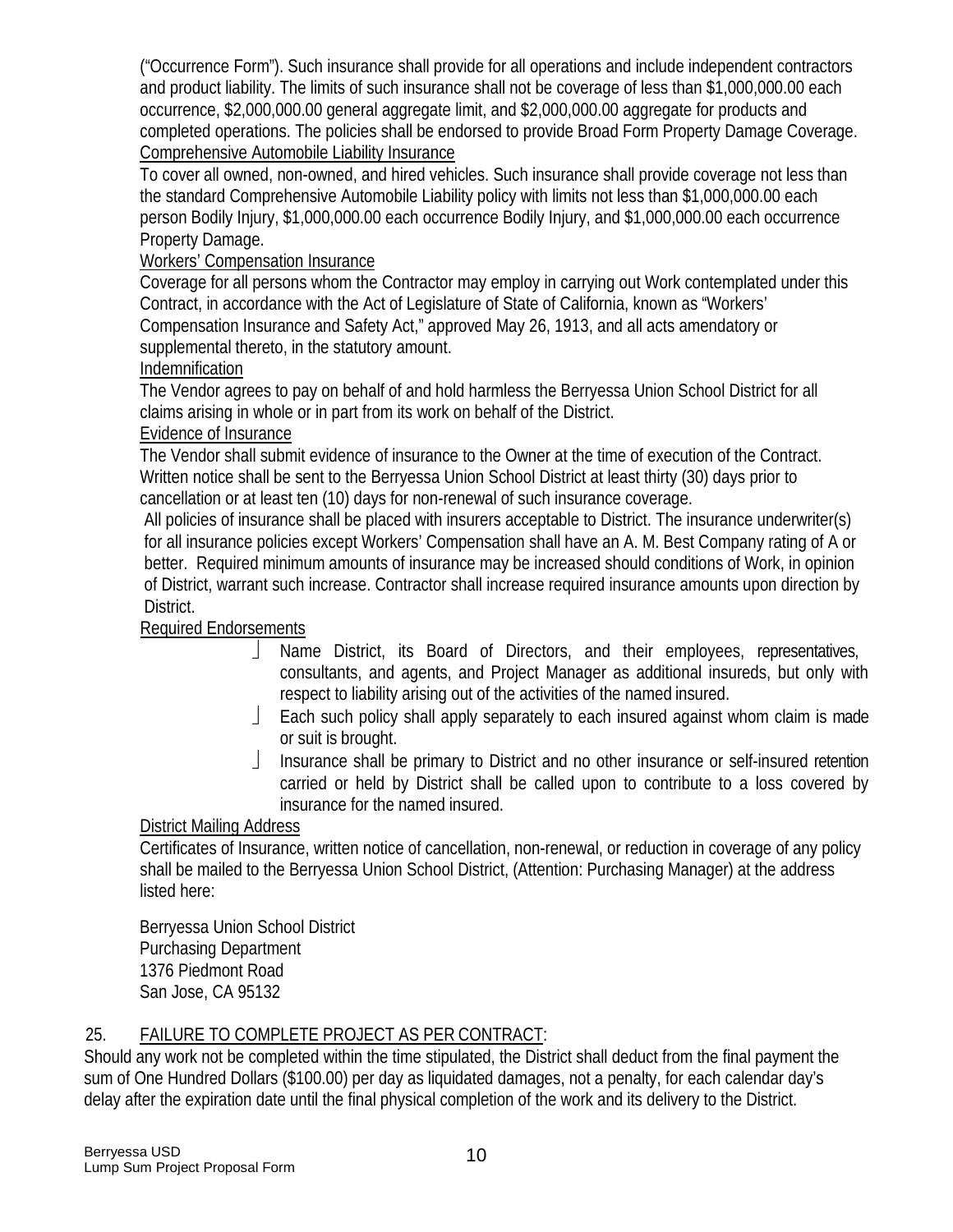("Occurrence Form"). Such insurance shall provide for all operations and include independent contractors and product liability. The limits of such insurance shall not be coverage of less than $1,000,000.00 each occurrence, $2,000,000.00 general aggregate limit, and $2,000,000.00 aggregate for products and completed operations. The policies shall be endorsed to provide Broad Form Property Damage Coverage.

Comprehensive Automobile Liability Insurance

To cover all owned, non-owned, and hired vehicles. Such insurance shall provide coverage not less than the standard Comprehensive Automobile Liability policy with limits not less than $1,000,000.00 each person Bodily Injury, $1,000,000.00 each occurrence Bodily Injury, and $1,000,000.00 each occurrence Property Damage.

Workers' Compensation Insurance

Coverage for all persons whom the Contractor may employ in carrying out Work contemplated under this Contract, in accordance with the Act of Legislature of State of California, known as "Workers' Compensation Insurance and Safety Act," approved May 26, 1913, and all acts amendatory or supplemental thereto, in the statutory amount.

Indemnification

The Vendor agrees to pay on behalf of and hold harmless the Berryessa Union School District for all claims arising in whole or in part from its work on behalf of the District.

Evidence of Insurance

The Vendor shall submit evidence of insurance to the Owner at the time of execution of the Contract. Written notice shall be sent to the Berryessa Union School District at least thirty (30) days prior to cancellation or at least ten (10) days for non-renewal of such insurance coverage.

All policies of insurance shall be placed with insurers acceptable to District. The insurance underwriter(s) for all insurance policies except Workers' Compensation shall have an A. M. Best Company rating of A or better. Required minimum amounts of insurance may be increased should conditions of Work, in opinion of District, warrant such increase. Contractor shall increase required insurance amounts upon direction by District.

Required Endorsements

- Name District, its Board of Directors, and their employees, representatives, consultants, and agents, and Project Manager as additional insureds, but only with respect to liability arising out of the activities of the named insured.
- Each such policy shall apply separately to each insured against whom claim is made or suit is brought.
- Insurance shall be primary to District and no other insurance or self-insured retention carried or held by District shall be called upon to contribute to a loss covered by insurance for the named insured.

District Mailing Address

Certificates of Insurance, written notice of cancellation, non-renewal, or reduction in coverage of any policy shall be mailed to the Berryessa Union School District, (Attention: Purchasing Manager) at the address listed here:

Berryessa Union School District
Purchasing Department
1376 Piedmont Road
San Jose, CA 95132

25. FAILURE TO COMPLETE PROJECT AS PER CONTRACT:

Should any work not be completed within the time stipulated, the District shall deduct from the final payment the sum of One Hundred Dollars ($100.00) per day as liquidated damages, not a penalty, for each calendar day's delay after the expiration date until the final physical completion of the work and its delivery to the District.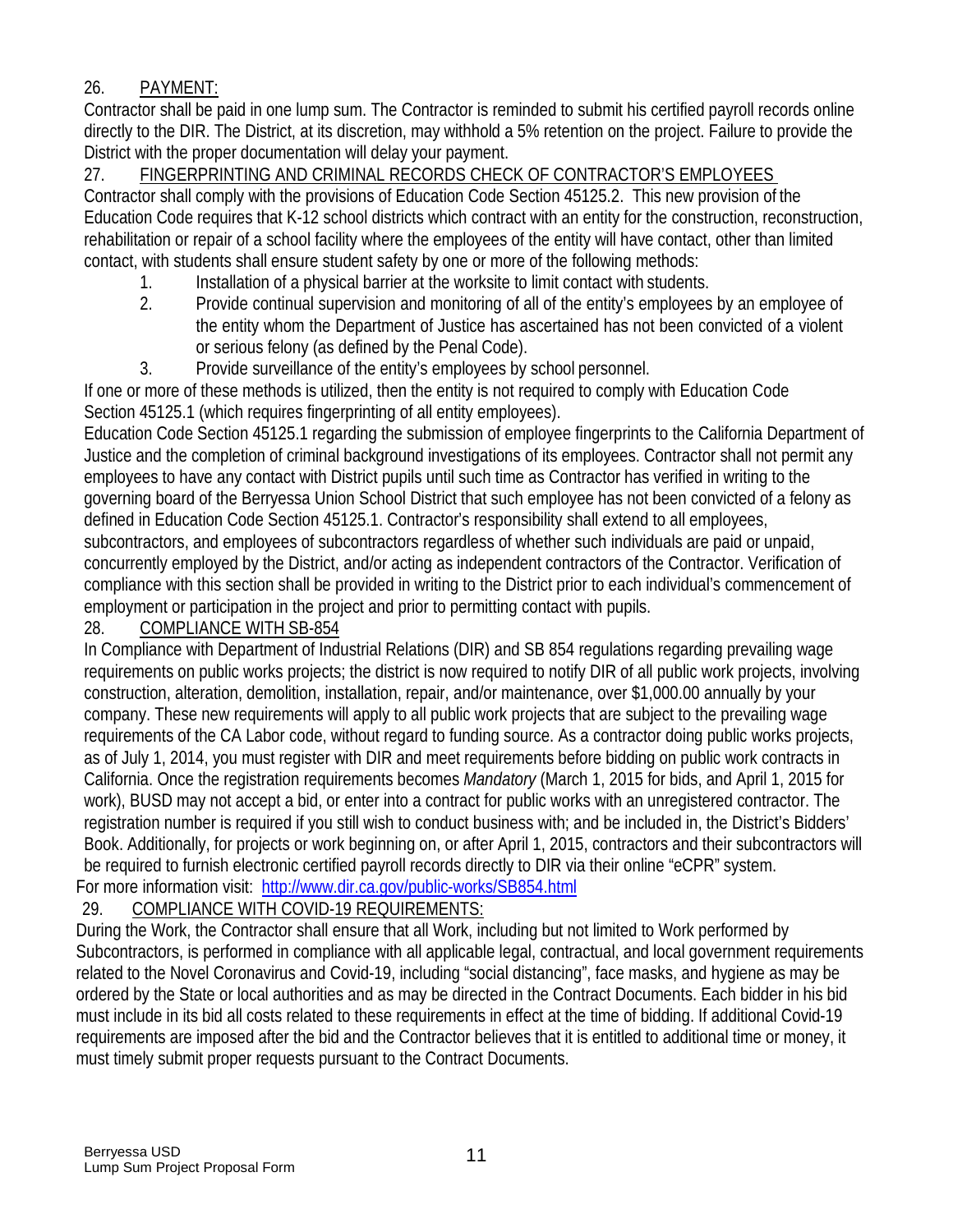26. PAYMENT:

Contractor shall be paid in one lump sum. The Contractor is reminded to submit his certified payroll records online directly to the DIR. The District, at its discretion, may withhold a 5% retention on the project. Failure to provide the District with the proper documentation will delay your payment.

27. FINGERPRINTING AND CRIMINAL RECORDS CHECK OF CONTRACTOR'S EMPLOYEES

Contractor shall comply with the provisions of Education Code Section 45125.2. This new provision of the Education Code requires that K-12 school districts which contract with an entity for the construction, reconstruction, rehabilitation or repair of a school facility where the employees of the entity will have contact, other than limited contact, with students shall ensure student safety by one or more of the following methods:

1. Installation of a physical barrier at the worksite to limit contact with students.
2. Provide continual supervision and monitoring of all of the entity's employees by an employee of the entity whom the Department of Justice has ascertained has not been convicted of a violent or serious felony (as defined by the Penal Code).
3. Provide surveillance of the entity's employees by school personnel.

If one or more of these methods is utilized, then the entity is not required to comply with Education Code Section 45125.1 (which requires fingerprinting of all entity employees).

Education Code Section 45125.1 regarding the submission of employee fingerprints to the California Department of Justice and the completion of criminal background investigations of its employees. Contractor shall not permit any employees to have any contact with District pupils until such time as Contractor has verified in writing to the governing board of the Berryessa Union School District that such employee has not been convicted of a felony as defined in Education Code Section 45125.1. Contractor's responsibility shall extend to all employees, subcontractors, and employees of subcontractors regardless of whether such individuals are paid or unpaid, concurrently employed by the District, and/or acting as independent contractors of the Contractor. Verification of compliance with this section shall be provided in writing to the District prior to each individual's commencement of employment or participation in the project and prior to permitting contact with pupils.

28. COMPLIANCE WITH SB-854

In Compliance with Department of Industrial Relations (DIR) and SB 854 regulations regarding prevailing wage requirements on public works projects; the district is now required to notify DIR of all public work projects, involving construction, alteration, demolition, installation, repair, and/or maintenance, over $1,000.00 annually by your company. These new requirements will apply to all public work projects that are subject to the prevailing wage requirements of the CA Labor code, without regard to funding source. As a contractor doing public works projects, as of July 1, 2014, you must register with DIR and meet requirements before bidding on public work contracts in California. Once the registration requirements becomes *Mandatory* (March 1, 2015 for bids, and April 1, 2015 for work), BUSD may not accept a bid, or enter into a contract for public works with an unregistered contractor. The registration number is required if you still wish to conduct business with; and be included in, the District's Bidders' Book. Additionally, for projects or work beginning on, or after April 1, 2015, contractors and their subcontractors will be required to furnish electronic certified payroll records directly to DIR via their online "eCPR" system.

For more information visit: http://www.dir.ca.gov/public-works/SB854.html

29. COMPLIANCE WITH COVID-19 REQUIREMENTS:

During the Work, the Contractor shall ensure that all Work, including but not limited to Work performed by Subcontractors, is performed in compliance with all applicable legal, contractual, and local government requirements related to the Novel Coronavirus and Covid-19, including "social distancing", face masks, and hygiene as may be ordered by the State or local authorities and as may be directed in the Contract Documents. Each bidder in his bid must include in its bid all costs related to these requirements in effect at the time of bidding. If additional Covid-19 requirements are imposed after the bid and the Contractor believes that it is entitled to additional time or money, it must timely submit proper requests pursuant to the Contract Documents.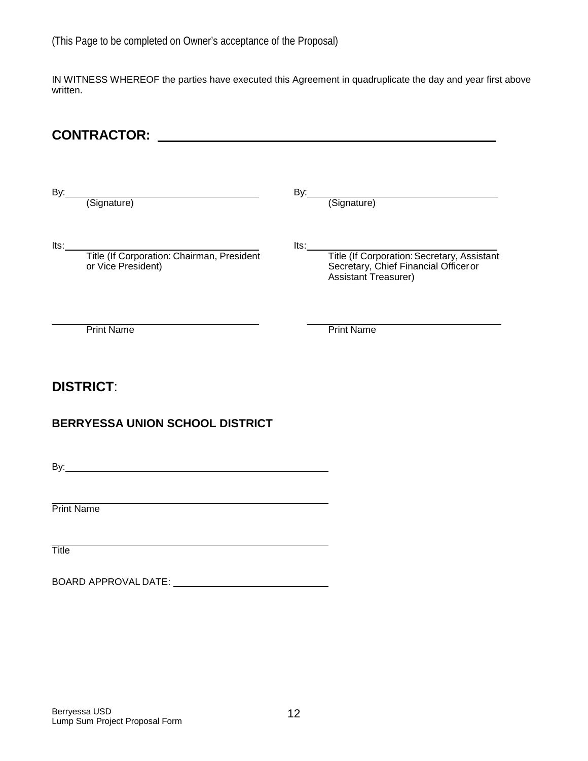(This Page to be completed on Owner's acceptance of the Proposal)

IN WITNESS WHEREOF the parties have executed this Agreement in quadruplicate the day and year first above written.

## CONTRACTOR: ______________________________________________

By: ______________________________
(Signature)

Its: ______________________________
Title (If Corporation: Chairman, President or Vice President)

______________________________
Print Name

By: ______________________________
(Signature)

Its: ______________________________
Title (If Corporation: Secretary, Assistant Secretary, Chief Financial Officer or Assistant Treasurer)

______________________________
Print Name

## DISTRICT:

### BERRYESSA UNION SCHOOL DISTRICT

By: ______________________________

______________________________
Print Name

______________________________
Title

BOARD APPROVAL DATE: ______________________________